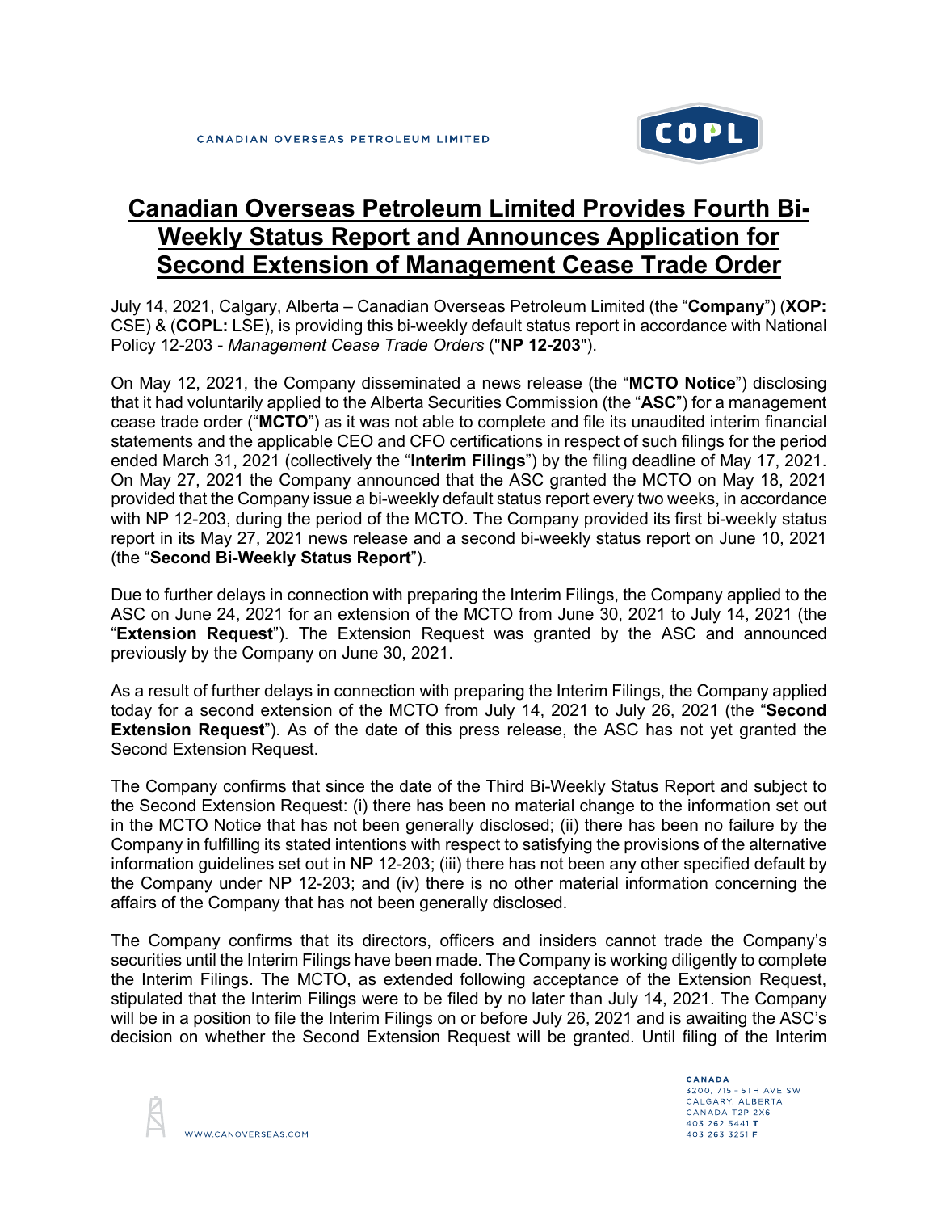CANADIAN OVERSEAS PETROLEUM LIMITED

# Canadian Overseas Petroleum Limited Provides Fourth Bi-Weekly Status Report and Announces Application for Second Extension of Management Cease Trade Order

July 14, 2021, Calgary, Alberta – Canadian Overseas Petroleum Limited (the "**Company**") (**XOP:** CSE) & (**COPL:** LSE), is providing this bi-weekly default status report in accordance with National Policy 12-203 - *Management Cease Trade Orders* ("**NP 12-203**").

On May 12, 2021, the Company disseminated a news release (the "**MCTO Notice**") disclosing that it had voluntarily applied to the Alberta Securities Commission (the "**ASC**") for a management cease trade order ("**MCTO**") as it was not able to complete and file its unaudited interim financial statements and the applicable CEO and CFO certifications in respect of such filings for the period ended March 31, 2021 (collectively the "**Interim Filings**") by the filing deadline of May 17, 2021. On May 27, 2021 the Company announced that the ASC granted the MCTO on May 18, 2021 provided that the Company issue a bi-weekly default status report every two weeks, in accordance with NP 12-203, during the period of the MCTO. The Company provided its first bi-weekly status report in its May 27, 2021 news release and a second bi-weekly status report on June 10, 2021 (the "**Second Bi-Weekly Status Report**").

Due to further delays in connection with preparing the Interim Filings, the Company applied to the ASC on June 24, 2021 for an extension of the MCTO from June 30, 2021 to July 14, 2021 (the "**Extension Request**"). The Extension Request was granted by the ASC and announced previously by the Company on June 30, 2021.

As a result of further delays in connection with preparing the Interim Filings, the Company applied today for a second extension of the MCTO from July 14, 2021 to July 26, 2021 (the "**Second Extension Request**"). As of the date of this press release, the ASC has not yet granted the Second Extension Request.

The Company confirms that since the date of the Third Bi-Weekly Status Report and subject to the Second Extension Request: (i) there has been no material change to the information set out in the MCTO Notice that has not been generally disclosed; (ii) there has been no failure by the Company in fulfilling its stated intentions with respect to satisfying the provisions of the alternative information guidelines set out in NP 12-203; (iii) there has not been any other specified default by the Company under NP 12-203; and (iv) there is no other material information concerning the affairs of the Company that has not been generally disclosed.

The Company confirms that its directors, officers and insiders cannot trade the Company's securities until the Interim Filings have been made. The Company is working diligently to complete the Interim Filings. The MCTO, as extended following acceptance of the Extension Request, stipulated that the Interim Filings were to be filed by no later than July 14, 2021. The Company will be in a position to file the Interim Filings on or before July 26, 2021 and is awaiting the ASC's decision on whether the Second Extension Request will be granted. Until filing of the Interim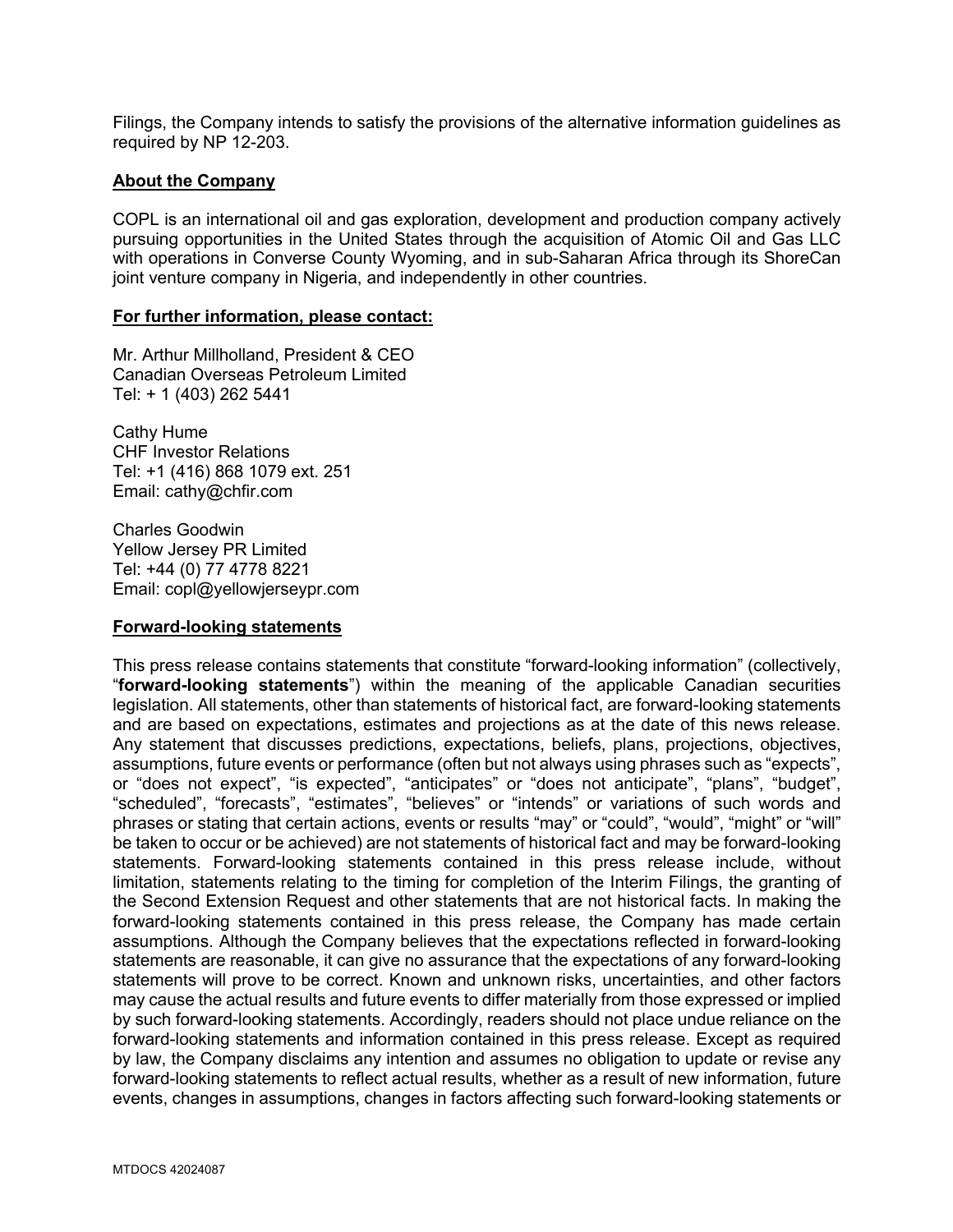Filings, the Company intends to satisfy the provisions of the alternative information guidelines as required by NP 12-203.

**About the Company**

COPL is an international oil and gas exploration, development and production company actively pursuing opportunities in the United States through the acquisition of Atomic Oil and Gas LLC with operations in Converse County Wyoming, and in sub-Saharan Africa through its ShoreCan joint venture company in Nigeria, and independently in other countries.

**For further information, please contact:**

Mr. Arthur Millholland, President & CEO
Canadian Overseas Petroleum Limited
Tel: + 1 (403) 262 5441

Cathy Hume
CHF Investor Relations
Tel: +1 (416) 868 1079 ext. 251
Email: cathy@chfir.com

Charles Goodwin
Yellow Jersey PR Limited
Tel: +44 (0) 77 4778 8221
Email: copl@yellowjerseypr.com

**Forward-looking statements**

This press release contains statements that constitute "forward-looking information" (collectively, "**forward-looking statements**") within the meaning of the applicable Canadian securities legislation. All statements, other than statements of historical fact, are forward-looking statements and are based on expectations, estimates and projections as at the date of this news release. Any statement that discusses predictions, expectations, beliefs, plans, projections, objectives, assumptions, future events or performance (often but not always using phrases such as "expects", or "does not expect", "is expected", "anticipates" or "does not anticipate", "plans", "budget", "scheduled", "forecasts", "estimates", "believes" or "intends" or variations of such words and phrases or stating that certain actions, events or results "may" or "could", "would", "might" or "will" be taken to occur or be achieved) are not statements of historical fact and may be forward-looking statements. Forward-looking statements contained in this press release include, without limitation, statements relating to the timing for completion of the Interim Filings, the granting of the Second Extension Request and other statements that are not historical facts. In making the forward-looking statements contained in this press release, the Company has made certain assumptions. Although the Company believes that the expectations reflected in forward-looking statements are reasonable, it can give no assurance that the expectations of any forward-looking statements will prove to be correct. Known and unknown risks, uncertainties, and other factors may cause the actual results and future events to differ materially from those expressed or implied by such forward-looking statements. Accordingly, readers should not place undue reliance on the forward-looking statements and information contained in this press release. Except as required by law, the Company disclaims any intention and assumes no obligation to update or revise any forward-looking statements to reflect actual results, whether as a result of new information, future events, changes in assumptions, changes in factors affecting such forward-looking statements or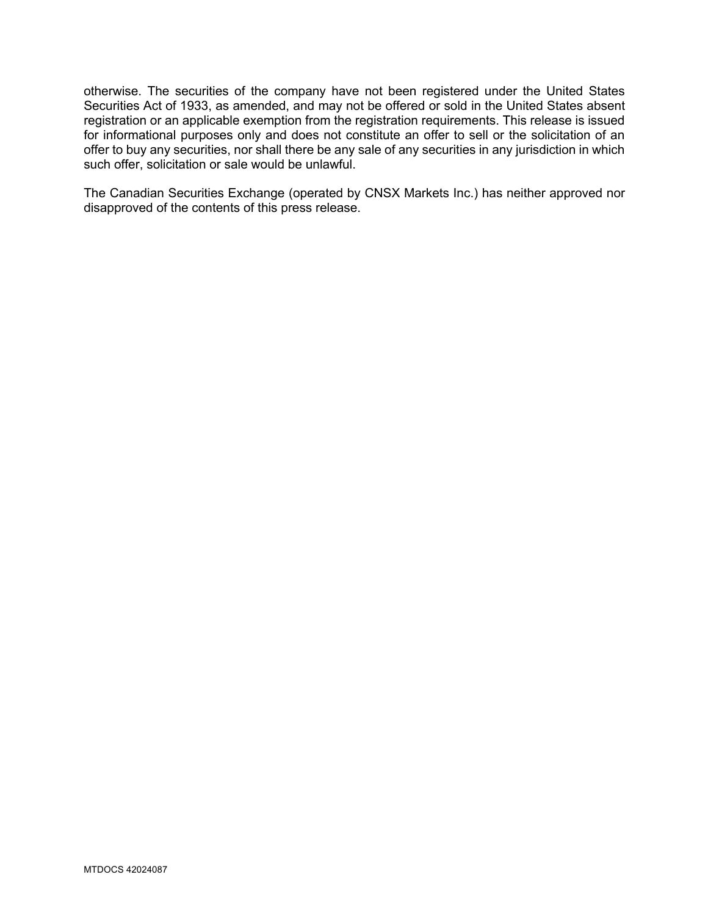otherwise. The securities of the company have not been registered under the United States Securities Act of 1933, as amended, and may not be offered or sold in the United States absent registration or an applicable exemption from the registration requirements. This release is issued for informational purposes only and does not constitute an offer to sell or the solicitation of an offer to buy any securities, nor shall there be any sale of any securities in any jurisdiction in which such offer, solicitation or sale would be unlawful.

The Canadian Securities Exchange (operated by CNSX Markets Inc.) has neither approved nor disapproved of the contents of this press release.

MTDOCS 42024087